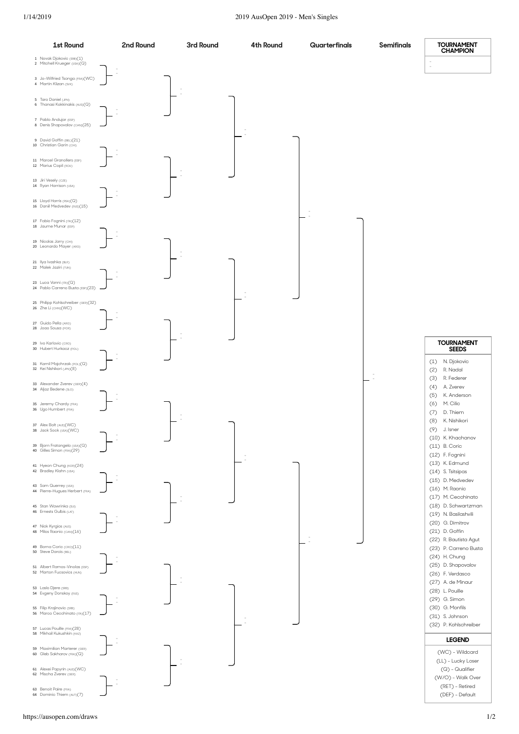# 2019 AusOpen 2019 - Men's Singles

## 1st Round

1. Novak Djokovic (SRB)(1)
2. Mitchell Krueger (USA)(Q)
3. Jo-Wilfried Tsonga (FRA)(WC)
4. Martin Klizan (SVK)
5. Taro Daniel (JPN)
6. Thanasi Kokkinakis (AUS)(Q)
7. Pablo Andujar (ESP)
8. Denis Shapovalov (CAN)(25)
9. David Goffin (BEL)(21)
10. Christian Garin (CHI)
11. Marcel Granollers (ESP)
12. Marius Copil (ROU)
13. Jiri Vesely (CZE)
14. Ryan Harrison (USA)
15. Lloyd Harris (RSA)(Q)
16. Daniil Medvedev (RUS)(15)
17. Fabio Fognini (ITA)(12)
18. Jaume Munar (ESP)
19. Nicolas Jarry (CHI)
20. Leonardo Mayer (ARG)
21. Ilya Ivashka (BLR)
22. Malek Jaziri (TUN)
23. Luca Vanni (ITA)(Q)
24. Pablo Carreno Busta (ESP)(23)
25. Philipp Kohlschreiber (GER)(32)
26. Zhe Li (CHN)(WC)
27. Guido Pella (ARG)
28. Joao Sousa (POR)
29. Ivo Karlovic (CRO)
30. Hubert Hurkacz (POL)
31. Kamil Majchrzak (POL)(Q)
32. Kei Nishikori (JPN)(8)
33. Alexander Zverev (GER)(4)
34. Aljaz Bedene (SLO)
35. Jeremy Chardy (FRA)
36. Ugo Humbert (FRA)
37. Alex Bolt (AUS)(WC)
38. Jack Sock (USA)(WC)
39. Bjorn Fratangelo (USA)(Q)
40. Gilles Simon (FRA)(29)
41. Hyeon Chung (KOR)(24)
42. Bradley Klahn (USA)
43. Sam Querrey (USA)
44. Pierre-Hugues Herbert (FRA)
45. Stan Wawrinka (SUI)
46. Ernests Gulbis (LAT)
47. Nick Kyrgios (AUS)
48. Milos Raonic (CAN)(16)
49. Borna Coric (CRO)(11)
50. Steve Darcis (BEL)
51. Albert Ramos-Vinolas (ESP)
52. Marton Fucsovics (HUN)
53. Laslo Djere (SRB)
54. Evgeny Donskoy (RUS)
55. Filip Krajinovic (SRB)
56. Marco Cecchinato (ITA)(17)
57. Lucas Pouille (FRA)(28)
58. Mikhail Kukushkin (KAZ)
59. Maximilian Marterer (GER)
60. Gleb Sakharov (FRA)(Q)
61. Alexei Popyrin (AUS)(WC)
62. Mischa Zverev (GER)
63. Benoit Paire (FRA)
64. Dominic Thiem (AUT)(7)

## 2nd Round

## 3rd Round

## 4th Round

## Quarterfinals

## Semifinals

## TOURNAMENT CHAMPION

## TOURNAMENT SEEDS

(1) N. Djokovic
(2) R. Nadal
(3) R. Federer
(4) A. Zverev
(5) K. Anderson
(6) M. Cilic
(7) D. Thiem
(8) K. Nishikori
(9) J. Isner
(10) K. Khachanov
(11) B. Coric
(12) F. Fognini
(13) K. Edmund
(14) S. Tsitsipas
(15) D. Medvedev
(16) M. Raonic
(17) M. Cecchinato
(18) D. Schwartzman
(19) N. Basilashvili
(20) G. Dimitrov
(21) D. Goffin
(22) R. Bautista Agut
(23) P. Carreno Busta
(24) H. Chung
(25) D. Shapovalov
(26) F. Verdasco
(27) A. de Minaur
(28) L. Pouille
(29) G. Simon
(30) G. Monfils
(31) S. Johnson
(32) P. Kohlschreiber

## LEGEND

(WC) - Wildcard
(LL) - Lucky Loser
(Q) - Qualifier
(W/O) - Walk Over
(RET) - Retired
(DEF) - Default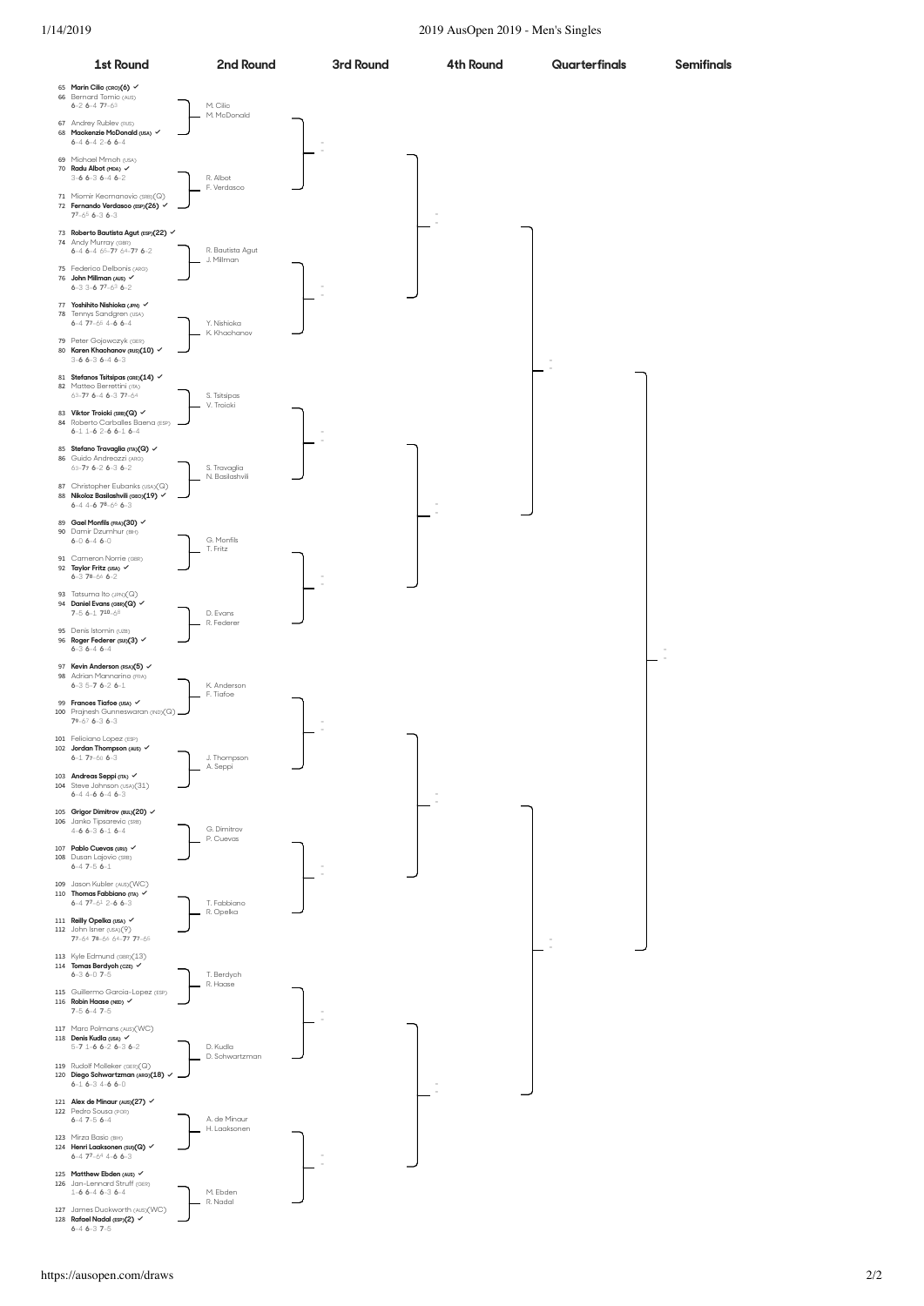| 1st Round | 2nd Round | 3rd Round | 4th Round | Quarterfinals | Semifinals |
|---|---|---|---|---|---|
| 65 **Marin Cilic (CRO)(6)** ✓ / 66 Bernard Tomic (AUS) / 6-2 6-4 7[7]-6[3] | M. Cilic / M. McDonald | | | | |
| 67 Andrey Rublev (RUS) / 68 **Mackenzie McDonald (USA)** ✓ / 6-4 6-4 2-6 6-4 | | | | | |
| 69 Michael Mmoh (USA) / 70 **Radu Albot (MDA)** ✓ / 3-6 6-3 6-4 6-2 | R. Albot / F. Verdasco | | | | |
| 71 Miomir Kecmanovic (SRB)(Q) / 72 **Fernando Verdasco (ESP)(26)** ✓ / 7[7]-6[5] 6-3 6-3 | | | | | |
| 73 **Roberto Bautista Agut (ESP)(22)** ✓ / 74 Andy Murray (GBR) / 6-4 6-4 6[5]-7[7] 6[4]-7[7] 6-2 | R. Bautista Agut / J. Millman | | | | |
| 75 Federico Delbonis (ARG) / 76 **John Millman (AUS)** ✓ / 6-3 3-6 7[7]-6[3] 6-2 | | | | | |
| 77 **Yoshihito Nishioka (JPN)** ✓ / 78 Tennys Sandgren (USA) / 6-4 7[7]-6[5] 4-6 6-4 | Y. Nishioka / K. Khachanov | | | | |
| 79 Peter Gojowczyk (GER) / 80 **Karen Khachanov (RUS)(10)** ✓ / 3-6 6-3 6-4 6-3 | | | | | |
| 81 **Stefanos Tsitsipas (GRE)(14)** ✓ / 82 Matteo Berrettini (ITA) / 6[5]-7[7] 6-4 6-3 7[7]-6[4] | S. Tsitsipas / V. Troicki | | | | |
| 83 **Viktor Troicki (SRB)(Q)** ✓ / 84 Roberto Carballes Baena (ESP) / 6-1 1-6 2-6 6-1 6-4 | | | | | |
| 85 **Stefano Travaglia (ITA)(Q)** ✓ / 86 Guido Andreozzi (ARG) / 6[3]-7[7] 6-2 6-3 6-2 | S. Travaglia / N. Basilashvili | | | | |
| 87 Christopher Eubanks (USA)(Q) / 88 **Nikoloz Basilashvili (GEO)(19)** ✓ / 6-4 4-6 7[8]-6[6] 6-3 | | | | | |
| 89 **Gael Monfils (FRA)(30)** ✓ / 90 Damir Dzumhur (BIH) / 6-0 6-4 6-0 | G. Monfils / T. Fritz | | | | |
| 91 Cameron Norrie (GBR) / 92 **Taylor Fritz (USA)** ✓ / 6-3 7[8]-6[6] 6-2 | | | | | |
| 93 Tatsuma Ito (JPN)(Q) / 94 **Daniel Evans (GBR)(Q)** ✓ / 7-5 6-1 7[10]-6[8] | D. Evans / R. Federer | | | | |
| 95 Denis Istomin (UZB) / 96 **Roger Federer (SUI)(3)** ✓ / 6-3 6-4 6-4 | | | | | |
| 97 **Kevin Anderson (RSA)(5)** ✓ / 98 Adrian Mannarino (FRA) / 6-3 5-7 6-2 6-1 | K. Anderson / F. Tiafoe | | | | |
| 99 **Frances Tiafoe (USA)** ✓ / 100 Prajnesh Gunneswaran (IND)(Q) / 7[9]-6[7] 6-3 6-3 | | | | | |
| 101 Feliciano Lopez (ESP) / 102 **Jordan Thompson (AUS)** ✓ / 6-1 7[7]-6[6] 6-3 | J. Thompson / A. Seppi | | | | |
| 103 **Andreas Seppi (ITA)** ✓ / 104 Steve Johnson (USA)(31) / 6-4 4-6 6-4 6-3 | | | | | |
| 105 **Grigor Dimitrov (BUL)(20)** ✓ / 106 Janko Tipsarevic (SRB) / 4-6 6-3 6-1 6-4 | G. Dimitrov / P. Cuevas | | | | |
| 107 **Pablo Cuevas (URU)** ✓ / 108 Dusan Lajovic (SRB) / 6-4 7-5 6-1 | | | | | |
| 109 Jason Kubler (AUS)(WC) / 110 **Thomas Fabbiano (ITA)** ✓ / 6-4 7[7]-6[4] 2-6 6-3 | T. Fabbiano / R. Opelka | | | | |
| 111 **Reilly Opelka (USA)** ✓ / 112 John Isner (USA)(9) / 7[7]-6[4] 7[8]-6[6] 6[4]-7[7] 7[7]-6[5] | | | | | |
| 113 Kyle Edmund (GBR)(13) / 114 **Tomas Berdych (CZE)** ✓ / 6-3 6-0 7-5 | T. Berdych / R. Haase | | | | |
| 115 Guillermo Garcia-Lopez (ESP) / 116 **Robin Haase (NED)** ✓ / 7-5 6-4 7-5 | | | | | |
| 117 Marc Polmans (AUS)(WC) / 118 **Denis Kudla (USA)** ✓ / 5-7 1-6 6-2 6-3 6-2 | D. Kudla / D. Schwartzman | | | | |
| 119 Rudolf Molleker (GER)(Q) / 120 **Diego Schwartzman (ARG)(18)** ✓ / 6-1 6-3 4-6 6-0 | | | | | |
| 121 **Alex de Minaur (AUS)(27)** ✓ / 122 Pedro Sousa (POR) / 6-4 7-5 6-4 | A. de Minaur / H. Laaksonen | | | | |
| 123 Mirza Basic (BIH) / 124 **Henri Laaksonen (SUI)(Q)** ✓ / 6-4 7[7]-6[4] 4-6 6-3 | | | | | |
| 125 **Matthew Ebden (AUS)** ✓ / 126 Jan-Lennard Struff (GER) / 1-6 6-4 6-3 6-4 | M. Ebden / R. Nadal | | | | |
| 127 James Duckworth (AUS)(WC) / 128 **Rafael Nadal (ESP)(2)** ✓ / 6-4 6-3 7-5 | | | | | |